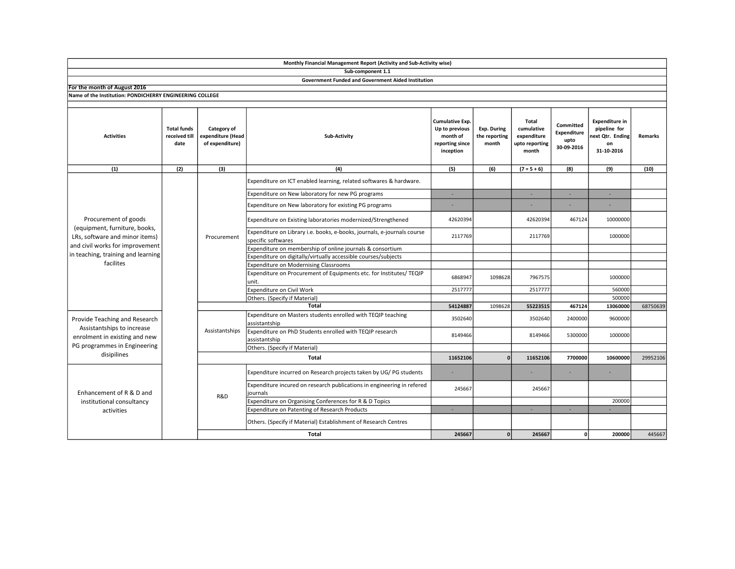**Monthly Financial Management Report (Activity and Sub-Activity wise)**

**Sub-component 1.1**

**Government Funded and Government Aided Institution**

**For the month of August 2016**

**Name of the Institution: PONDICHERRY ENGINEERING COLLEGE**

| Activities | Total funds received till date | Category of expenditure (Head of expenditure) | Sub-Activity | Cumulative Exp. Up to previous month of reporting since inception | Exp. During the reporting month | Total cumulative expenditure upto reporting month | Committed Expenditure upto 30-09-2016 | Expenditure in pipeline for next Qtr. Ending on 31-10-2016 | Remarks |
|---|---|---|---|---|---|---|---|---|---|
| (1) | (2) | (3) | (4) | (5) | (6) | (7 = 5 + 6) | (8) | (9) | (10) |
| Procurement of goods (equipment, furniture, books, LRs, software and minor items) and civil works for improvement in teaching, training and learning facilites | | Procurement | Expenditure on ICT enabled learning, related softwares & hardware. | | | | | | |
| | | | Expenditure on New laboratory for new PG programs | - | | - | - | - | |
| | | | Expenditure on New laboratory for existing PG programs | - | | - | - | - | |
| | | | Expenditure on Existing laboratories modernized/Strengthened | 42620394 | | 42620394 | 467124 | 10000000 | |
| | | | Expenditure on Library i.e. books, e-books, journals, e-journals course specific softwares | 2117769 | | 2117769 | | 1000000 | |
| | | | Expenditure on membership of online journals & consortium | | | | | | |
| | | | Expenditure on digitally/virtually accessible courses/subjects | | | | | | |
| | | | Expenditure on Modernising Classrooms | | | | | | |
| | | | Expenditure on Procurement of Equipments etc. for Institutes/ TEQIP unit. | 6868947 | 1098628 | 7967575 | | 1000000 | |
| | | | Expenditure on Civil Work | 2517777 | | 2517777 | | 560000 | |
| | | | Others. (Specify if Material) | | | | | 500000 | |
| | | **Total** | | **54124887** | 1098628 | **55223515** | **467124** | **13060000** | 68750639 |
| Provide Teaching and Research Assistantships to increase enrolment in existing and new PG programmes in Engineering disipilines | | Assistantships | Expenditure on Masters students enrolled with TEQIP teaching assistantship | 3502640 | | 3502640 | 2400000 | 9600000 | |
| | | | Expenditure on PhD Students enrolled with TEQIP research assistantship | 8149466 | | 8149466 | 5300000 | 1000000 | |
| | | | Others. (Specify if Material) | | | | | | |
| | | **Total** | | **11652106** | **0** | **11652106** | **7700000** | **10600000** | 29952106 |
| Enhancement of R & D and institutional consultancy activities | | R&D | Expenditure incurred on Research projects taken by UG/ PG students | - | | - | - | - | |
| | | | Expenditure incured on research publications in engineering in refered journals | 245667 | | 245667 | | | |
| | | | Expenditure on Organising Conferences for R & D Topics | | | | | 200000 | |
| | | | Expenditure on Patenting of Research Products | - | | - | - | - | |
| | | | Others. (Specify if Material) Establishment of Research Centres | | | | | | |
| | | **Total** | | **245667** | **0** | **245667** | **0** | **200000** | 445667 |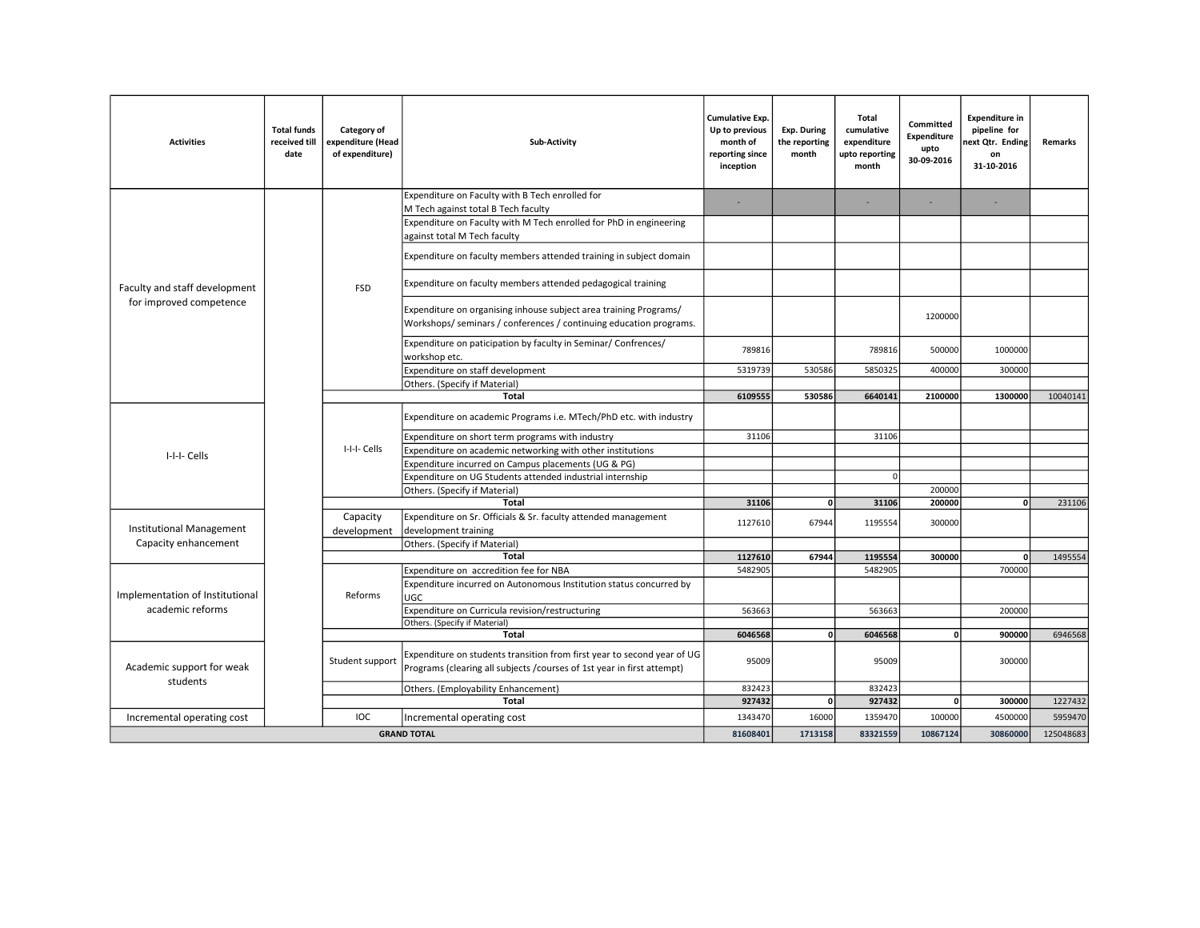| Activities | Total funds received till date | Category of expenditure (Head of expenditure) | Sub-Activity | Cumulative Exp. Up to previous month of reporting since inception | Exp. During the reporting month | Total cumulative expenditure upto reporting month | Committed Expenditure upto 30-09-2016 | Expenditure in pipeline for next Qtr. Ending on 31-10-2016 | Remarks |
|---|---|---|---|---|---|---|---|---|---|
| Faculty and staff development for improved competence | | FSD | Expenditure on Faculty with B Tech enrolled for M Tech against total B Tech faculty | - | | - | - | - | |
| | | | Expenditure on Faculty with M Tech enrolled for PhD in engineering against total M Tech faculty | | | | | | |
| | | | Expenditure on faculty members attended training in subject domain | | | | | | |
| | | | Expenditure on faculty members attended pedagogical training | | | | | | |
| | | | Expenditure on organising inhouse subject area training Programs/ Workshops/ seminars / conferences / continuing education programs. | | | | 1200000 | | |
| | | | Expenditure on paticipation by faculty in Seminar/ Confrences/ workshop etc. | 789816 | | 789816 | 500000 | 1000000 | |
| | | | Expenditure on staff development | 5319739 | 530586 | 5850325 | 400000 | 300000 | |
| | | | Others. (Specify if Material) | | | | | | |
| | | | **Total** | **6109555** | **530586** | **6640141** | **2100000** | **1300000** | 10040141 |
| I-I-I- Cells | | I-I-I- Cells | Expenditure on academic Programs i.e. MTech/PhD etc. with industry | | | | | | |
| | | | Expenditure on short term programs with industry | 31106 | | 31106 | | | |
| | | | Expenditure on academic networking with other institutions | | | | | | |
| | | | Expenditure incurred on Campus placements (UG & PG) | | | | | | |
| | | | Expenditure on UG Students attended industrial internship | | | 0 | | | |
| | | | Others. (Specify if Material) | | | | 200000 | | |
| | | | **Total** | **31106** | **0** | **31106** | **200000** | **0** | 231106 |
| Institutional Management Capacity enhancement | | Capacity development | Expenditure on Sr. Officials & Sr. faculty attended management development training | 1127610 | 67944 | 1195554 | 300000 | | |
| | | | Others. (Specify if Material) | | | | | | |
| | | | **Total** | **1127610** | **67944** | **1195554** | **300000** | **0** | 1495554 |
| Implementation of Institutional academic reforms | | Reforms | Expenditure on accredition fee for NBA | 5482905 | | 5482905 | | 700000 | |
| | | | Expenditure incurred on Autonomous Institution status concurred by UGC | | | | | | |
| | | | Expenditure on Curricula revision/restructuring | 563663 | | 563663 | | 200000 | |
| | | | Others. (Specify if Material) | | | | | | |
| | | | **Total** | **6046568** | **0** | **6046568** | **0** | **900000** | 6946568 |
| Academic support for weak students | | Student support | Expenditure on students transition from first year to second year of UG Programs (clearing all subjects /courses of 1st year in first attempt) | 95009 | | 95009 | | 300000 | |
| | | | Others. (Employability Enhancement) | 832423 | | 832423 | | | |
| | | | **Total** | **927432** | **0** | **927432** | **0** | **300000** | 1227432 |
| Incremental operating cost | | IOC | Incremental operating cost | 1343470 | 16000 | 1359470 | 100000 | 4500000 | 5959470 |
| **GRAND TOTAL** | | | | **81608401** | **1713158** | **83321559** | **10867124** | **30860000** | 125048683 |